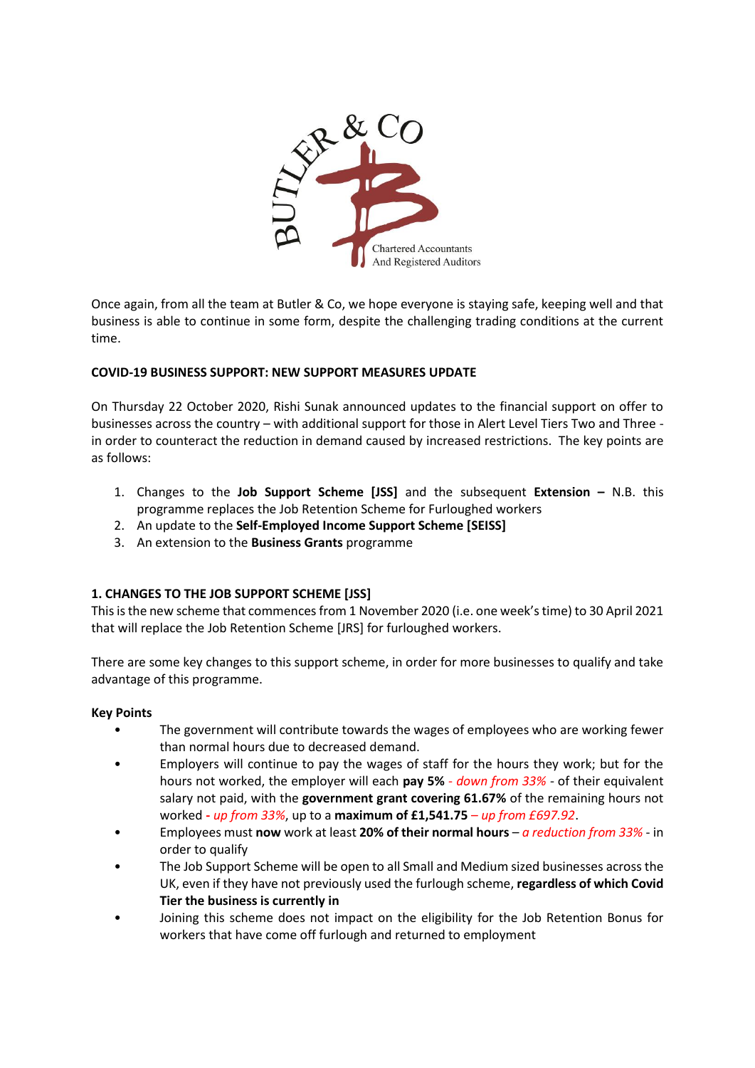BUTLER & CO

Chartered Accountants
And Registered Auditors

Once again, from all the team at Butler & Co, we hope everyone is staying safe, keeping well and that business is able to continue in some form, despite the challenging trading conditions at the current time.

**COVID-19 BUSINESS SUPPORT: NEW SUPPORT MEASURES UPDATE**

On Thursday 22 October 2020, Rishi Sunak announced updates to the financial support on offer to businesses across the country – with additional support for those in Alert Level Tiers Two and Three - in order to counteract the reduction in demand caused by increased restrictions. The key points are as follows:

1. Changes to the **Job Support Scheme [JSS]** and the subsequent **Extension –** N.B. this programme replaces the Job Retention Scheme for Furloughed workers
2. An update to the **Self-Employed Income Support Scheme [SEISS]**
3. An extension to the **Business Grants** programme

**1. CHANGES TO THE JOB SUPPORT SCHEME [JSS]**

This is the new scheme that commences from 1 November 2020 (i.e. one week's time) to 30 April 2021 that will replace the Job Retention Scheme [JRS] for furloughed workers.

There are some key changes to this support scheme, in order for more businesses to qualify and take advantage of this programme.

**Key Points**

- The government will contribute towards the wages of employees who are working fewer than normal hours due to decreased demand.
- Employers will continue to pay the wages of staff for the hours they work; but for the hours not worked, the employer will each **pay 5%** *- down from 33%* - of their equivalent salary not paid, with the **government grant covering 61.67%** of the remaining hours not worked **-** *up from 33%*, up to a **maximum of £1,541.75** *– up from £697.92*.
- Employees must **now** work at least **20% of their normal hours** – *a reduction from 33%* - in order to qualify
- The Job Support Scheme will be open to all Small and Medium sized businesses across the UK, even if they have not previously used the furlough scheme, **regardless of which Covid Tier the business is currently in**
- Joining this scheme does not impact on the eligibility for the Job Retention Bonus for workers that have come off furlough and returned to employment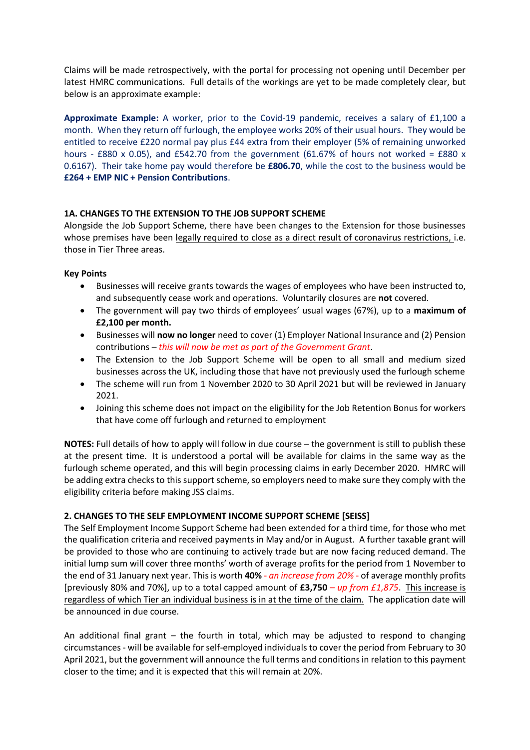Claims will be made retrospectively, with the portal for processing not opening until December per latest HMRC communications. Full details of the workings are yet to be made completely clear, but below is an approximate example:

**Approximate Example:** A worker, prior to the Covid-19 pandemic, receives a salary of £1,100 a month. When they return off furlough, the employee works 20% of their usual hours. They would be entitled to receive £220 normal pay plus £44 extra from their employer (5% of remaining unworked hours - £880 x 0.05), and £542.70 from the government (61.67% of hours not worked = £880 x 0.6167). Their take home pay would therefore be **£806.70**, while the cost to the business would be **£264 + EMP NIC + Pension Contributions**.

**1A. CHANGES TO THE EXTENSION TO THE JOB SUPPORT SCHEME**

Alongside the Job Support Scheme, there have been changes to the Extension for those businesses whose premises have been legally required to close as a direct result of coronavirus restrictions, i.e. those in Tier Three areas.

**Key Points**

- Businesses will receive grants towards the wages of employees who have been instructed to, and subsequently cease work and operations. Voluntarily closures are **not** covered.
- The government will pay two thirds of employees' usual wages (67%), up to a **maximum of £2,100 per month.**
- Businesses will **now no longer** need to cover (1) Employer National Insurance and (2) Pension contributions – *this will now be met as part of the Government Grant*.
- The Extension to the Job Support Scheme will be open to all small and medium sized businesses across the UK, including those that have not previously used the furlough scheme
- The scheme will run from 1 November 2020 to 30 April 2021 but will be reviewed in January 2021.
- Joining this scheme does not impact on the eligibility for the Job Retention Bonus for workers that have come off furlough and returned to employment

**NOTES:** Full details of how to apply will follow in due course – the government is still to publish these at the present time. It is understood a portal will be available for claims in the same way as the furlough scheme operated, and this will begin processing claims in early December 2020. HMRC will be adding extra checks to this support scheme, so employers need to make sure they comply with the eligibility criteria before making JSS claims.

**2. CHANGES TO THE SELF EMPLOYMENT INCOME SUPPORT SCHEME [SEISS]**

The Self Employment Income Support Scheme had been extended for a third time, for those who met the qualification criteria and received payments in May and/or in August. A further taxable grant will be provided to those who are continuing to actively trade but are now facing reduced demand. The initial lump sum will cover three months' worth of average profits for the period from 1 November to the end of 31 January next year. This is worth **40%** *- an increase from 20% -* of average monthly profits [previously 80% and 70%], up to a total capped amount of **£3,750** *– up from £1,875*. This increase is regardless of which Tier an individual business is in at the time of the claim. The application date will be announced in due course.

An additional final grant – the fourth in total, which may be adjusted to respond to changing circumstances - will be available for self-employed individuals to cover the period from February to 30 April 2021, but the government will announce the full terms and conditions in relation to this payment closer to the time; and it is expected that this will remain at 20%.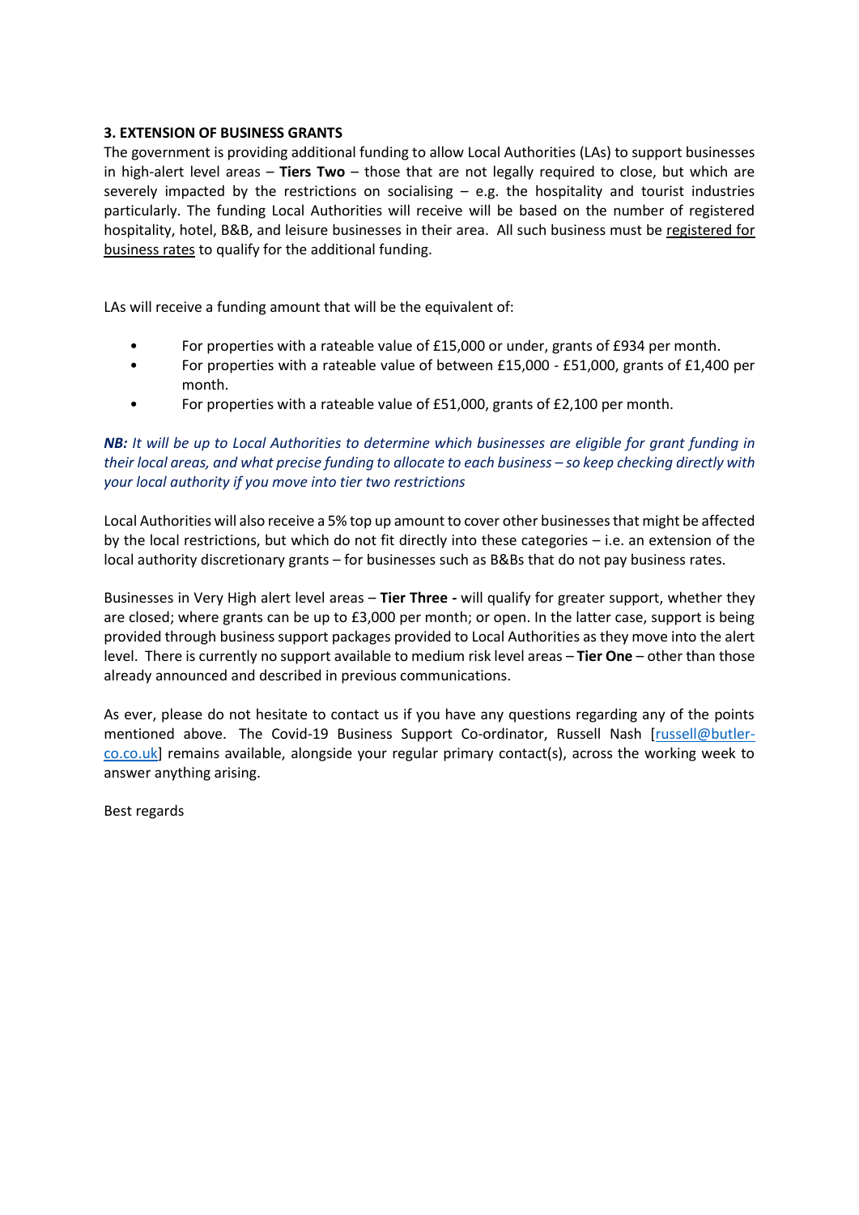### 3. EXTENSION OF BUSINESS GRANTS

The government is providing additional funding to allow Local Authorities (LAs) to support businesses in high-alert level areas – **Tiers Two** – those that are not legally required to close, but which are severely impacted by the restrictions on socialising – e.g. the hospitality and tourist industries particularly. The funding Local Authorities will receive will be based on the number of registered hospitality, hotel, B&B, and leisure businesses in their area. All such business must be registered for business rates to qualify for the additional funding.

LAs will receive a funding amount that will be the equivalent of:

- For properties with a rateable value of £15,000 or under, grants of £934 per month.
- For properties with a rateable value of between £15,000 - £51,000, grants of £1,400 per month.
- For properties with a rateable value of £51,000, grants of £2,100 per month.

***NB:*** *It will be up to Local Authorities to determine which businesses are eligible for grant funding in their local areas, and what precise funding to allocate to each business – so keep checking directly with your local authority if you move into tier two restrictions*

Local Authorities will also receive a 5% top up amount to cover other businesses that might be affected by the local restrictions, but which do not fit directly into these categories – i.e. an extension of the local authority discretionary grants – for businesses such as B&Bs that do not pay business rates.

Businesses in Very High alert level areas – **Tier Three -** will qualify for greater support, whether they are closed; where grants can be up to £3,000 per month; or open. In the latter case, support is being provided through business support packages provided to Local Authorities as they move into the alert level. There is currently no support available to medium risk level areas – **Tier One** – other than those already announced and described in previous communications.

As ever, please do not hesitate to contact us if you have any questions regarding any of the points mentioned above. The Covid-19 Business Support Co-ordinator, Russell Nash [russell@butler-co.co.uk] remains available, alongside your regular primary contact(s), across the working week to answer anything arising.

Best regards